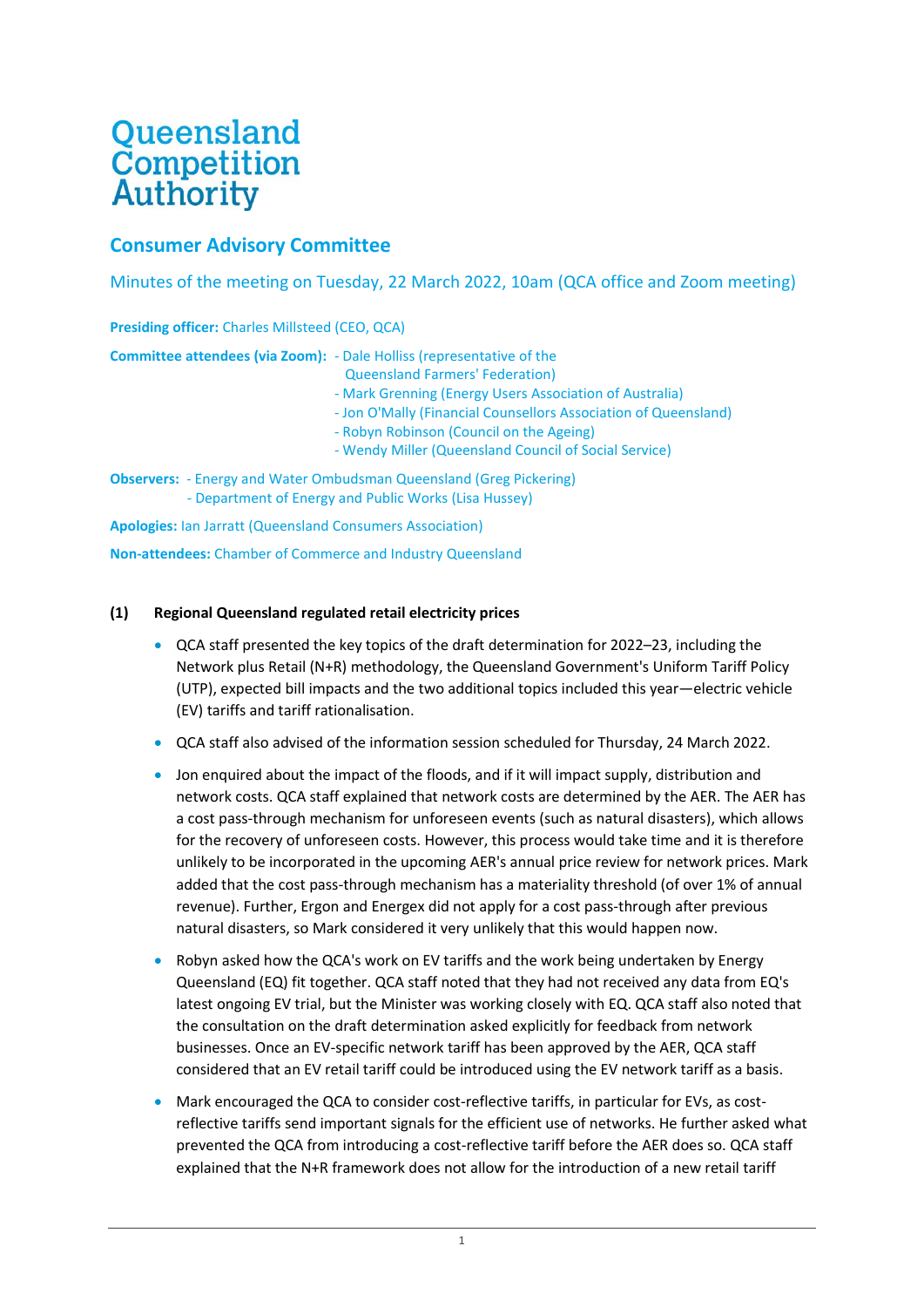# Queensland Competition Authority

## Consumer Advisory Committee

### Minutes of the meeting on Tuesday, 22 March 2022, 10am (QCA office and Zoom meeting)

**Presiding officer:** Charles Millsteed (CEO, QCA)

**Committee attendees (via Zoom):**
- Dale Holliss (representative of the Queensland Farmers' Federation)
- Mark Grenning (Energy Users Association of Australia)
- Jon O'Mally (Financial Counsellors Association of Queensland)
- Robyn Robinson (Council on the Ageing)
- Wendy Miller (Queensland Council of Social Service)

**Observers:**
- Energy and Water Ombudsman Queensland (Greg Pickering)
- Department of Energy and Public Works (Lisa Hussey)

**Apologies:** Ian Jarratt (Queensland Consumers Association)

**Non-attendees:** Chamber of Commerce and Industry Queensland

**(1) Regional Queensland regulated retail electricity prices**

- QCA staff presented the key topics of the draft determination for 2022–23, including the Network plus Retail (N+R) methodology, the Queensland Government's Uniform Tariff Policy (UTP), expected bill impacts and the two additional topics included this year—electric vehicle (EV) tariffs and tariff rationalisation.
- QCA staff also advised of the information session scheduled for Thursday, 24 March 2022.
- Jon enquired about the impact of the floods, and if it will impact supply, distribution and network costs. QCA staff explained that network costs are determined by the AER. The AER has a cost pass-through mechanism for unforeseen events (such as natural disasters), which allows for the recovery of unforeseen costs. However, this process would take time and it is therefore unlikely to be incorporated in the upcoming AER's annual price review for network prices. Mark added that the cost pass-through mechanism has a materiality threshold (of over 1% of annual revenue). Further, Ergon and Energex did not apply for a cost pass-through after previous natural disasters, so Mark considered it very unlikely that this would happen now.
- Robyn asked how the QCA's work on EV tariffs and the work being undertaken by Energy Queensland (EQ) fit together. QCA staff noted that they had not received any data from EQ's latest ongoing EV trial, but the Minister was working closely with EQ. QCA staff also noted that the consultation on the draft determination asked explicitly for feedback from network businesses. Once an EV-specific network tariff has been approved by the AER, QCA staff considered that an EV retail tariff could be introduced using the EV network tariff as a basis.
- Mark encouraged the QCA to consider cost-reflective tariffs, in particular for EVs, as cost-reflective tariffs send important signals for the efficient use of networks. He further asked what prevented the QCA from introducing a cost-reflective tariff before the AER does so. QCA staff explained that the N+R framework does not allow for the introduction of a new retail tariff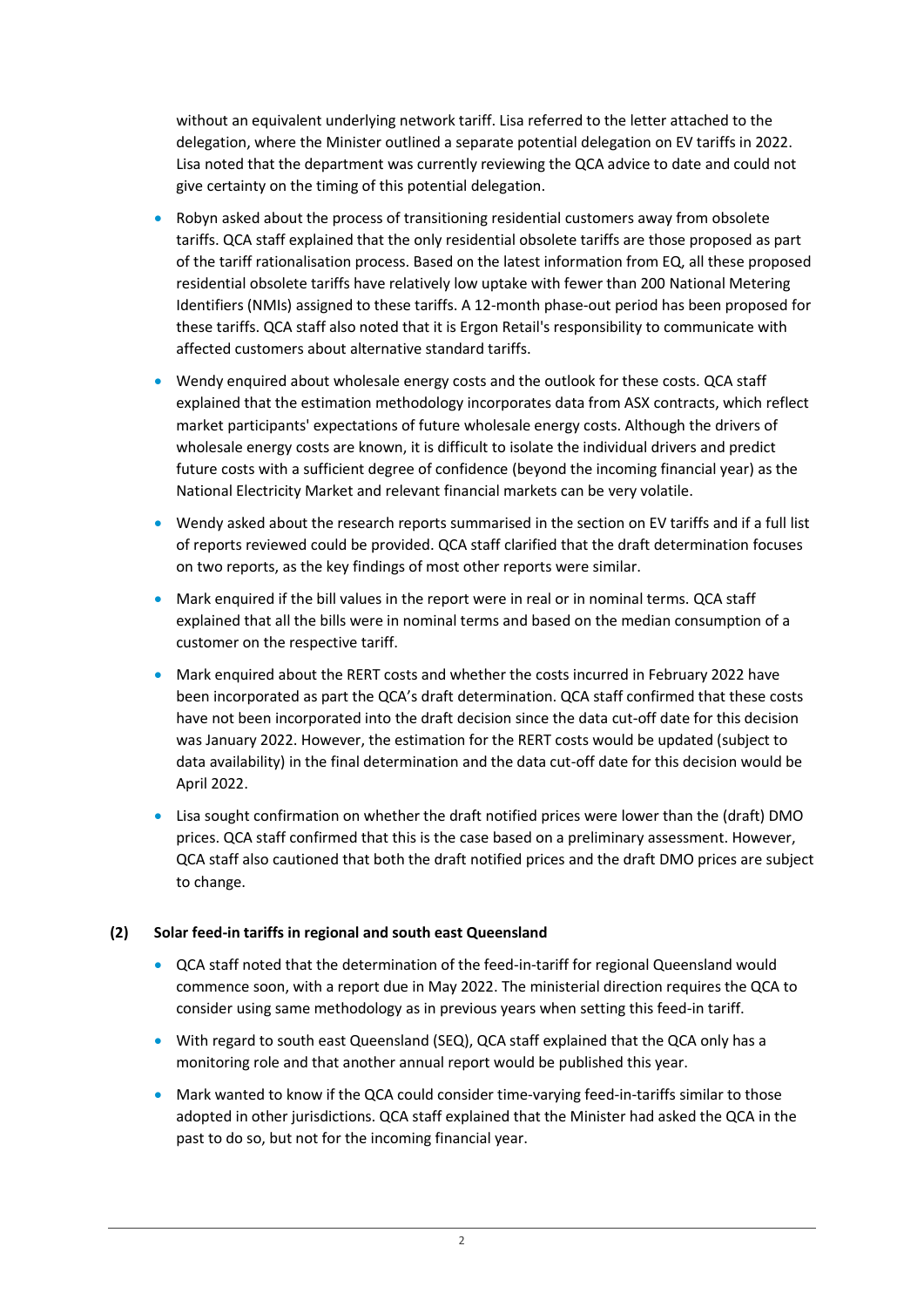without an equivalent underlying network tariff. Lisa referred to the letter attached to the delegation, where the Minister outlined a separate potential delegation on EV tariffs in 2022. Lisa noted that the department was currently reviewing the QCA advice to date and could not give certainty on the timing of this potential delegation.

- Robyn asked about the process of transitioning residential customers away from obsolete tariffs. QCA staff explained that the only residential obsolete tariffs are those proposed as part of the tariff rationalisation process. Based on the latest information from EQ, all these proposed residential obsolete tariffs have relatively low uptake with fewer than 200 National Metering Identifiers (NMIs) assigned to these tariffs. A 12-month phase-out period has been proposed for these tariffs. QCA staff also noted that it is Ergon Retail's responsibility to communicate with affected customers about alternative standard tariffs.
- Wendy enquired about wholesale energy costs and the outlook for these costs. QCA staff explained that the estimation methodology incorporates data from ASX contracts, which reflect market participants' expectations of future wholesale energy costs. Although the drivers of wholesale energy costs are known, it is difficult to isolate the individual drivers and predict future costs with a sufficient degree of confidence (beyond the incoming financial year) as the National Electricity Market and relevant financial markets can be very volatile.
- Wendy asked about the research reports summarised in the section on EV tariffs and if a full list of reports reviewed could be provided. QCA staff clarified that the draft determination focuses on two reports, as the key findings of most other reports were similar.
- Mark enquired if the bill values in the report were in real or in nominal terms. QCA staff explained that all the bills were in nominal terms and based on the median consumption of a customer on the respective tariff.
- Mark enquired about the RERT costs and whether the costs incurred in February 2022 have been incorporated as part the QCA's draft determination. QCA staff confirmed that these costs have not been incorporated into the draft decision since the data cut-off date for this decision was January 2022. However, the estimation for the RERT costs would be updated (subject to data availability) in the final determination and the data cut-off date for this decision would be April 2022.
- Lisa sought confirmation on whether the draft notified prices were lower than the (draft) DMO prices. QCA staff confirmed that this is the case based on a preliminary assessment. However, QCA staff also cautioned that both the draft notified prices and the draft DMO prices are subject to change.

**(2) Solar feed-in tariffs in regional and south east Queensland**

- QCA staff noted that the determination of the feed-in-tariff for regional Queensland would commence soon, with a report due in May 2022. The ministerial direction requires the QCA to consider using same methodology as in previous years when setting this feed-in tariff.
- With regard to south east Queensland (SEQ), QCA staff explained that the QCA only has a monitoring role and that another annual report would be published this year.
- Mark wanted to know if the QCA could consider time-varying feed-in-tariffs similar to those adopted in other jurisdictions. QCA staff explained that the Minister had asked the QCA in the past to do so, but not for the incoming financial year.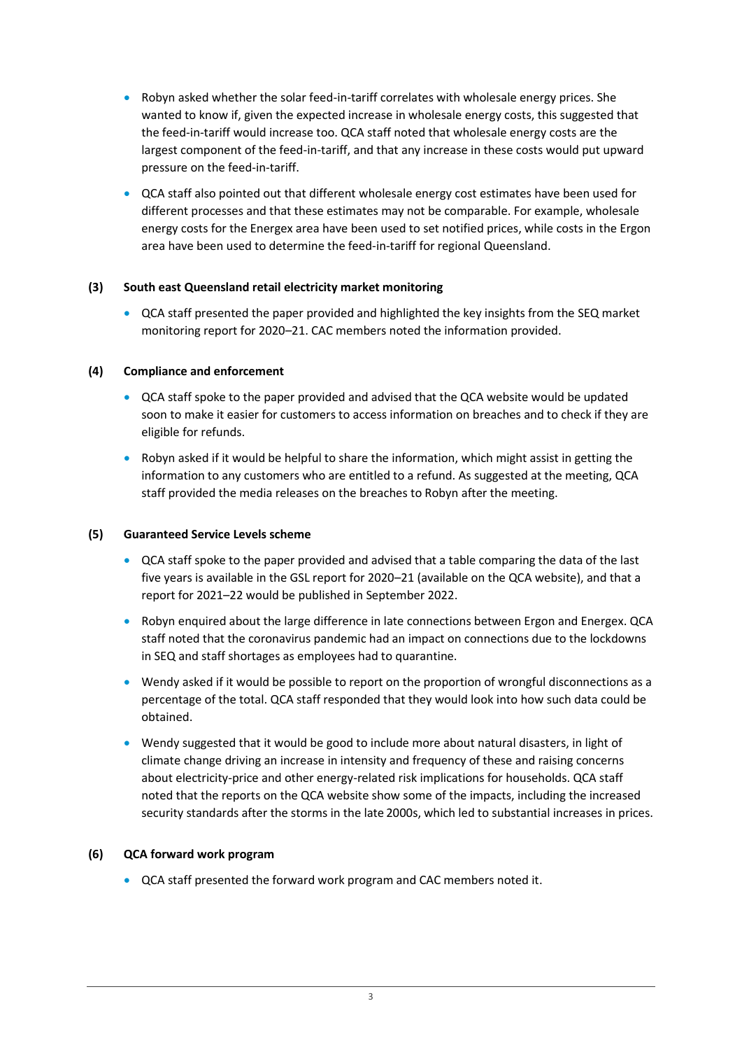- Robyn asked whether the solar feed-in-tariff correlates with wholesale energy prices. She wanted to know if, given the expected increase in wholesale energy costs, this suggested that the feed-in-tariff would increase too. QCA staff noted that wholesale energy costs are the largest component of the feed-in-tariff, and that any increase in these costs would put upward pressure on the feed-in-tariff.
- QCA staff also pointed out that different wholesale energy cost estimates have been used for different processes and that these estimates may not be comparable. For example, wholesale energy costs for the Energex area have been used to set notified prices, while costs in the Ergon area have been used to determine the feed-in-tariff for regional Queensland.

### (3) South east Queensland retail electricity market monitoring

- QCA staff presented the paper provided and highlighted the key insights from the SEQ market monitoring report for 2020–21. CAC members noted the information provided.

### (4) Compliance and enforcement

- QCA staff spoke to the paper provided and advised that the QCA website would be updated soon to make it easier for customers to access information on breaches and to check if they are eligible for refunds.
- Robyn asked if it would be helpful to share the information, which might assist in getting the information to any customers who are entitled to a refund. As suggested at the meeting, QCA staff provided the media releases on the breaches to Robyn after the meeting.

### (5) Guaranteed Service Levels scheme

- QCA staff spoke to the paper provided and advised that a table comparing the data of the last five years is available in the GSL report for 2020–21 (available on the QCA website), and that a report for 2021–22 would be published in September 2022.
- Robyn enquired about the large difference in late connections between Ergon and Energex. QCA staff noted that the coronavirus pandemic had an impact on connections due to the lockdowns in SEQ and staff shortages as employees had to quarantine.
- Wendy asked if it would be possible to report on the proportion of wrongful disconnections as a percentage of the total. QCA staff responded that they would look into how such data could be obtained.
- Wendy suggested that it would be good to include more about natural disasters, in light of climate change driving an increase in intensity and frequency of these and raising concerns about electricity-price and other energy-related risk implications for households. QCA staff noted that the reports on the QCA website show some of the impacts, including the increased security standards after the storms in the late 2000s, which led to substantial increases in prices.

### (6) QCA forward work program

- QCA staff presented the forward work program and CAC members noted it.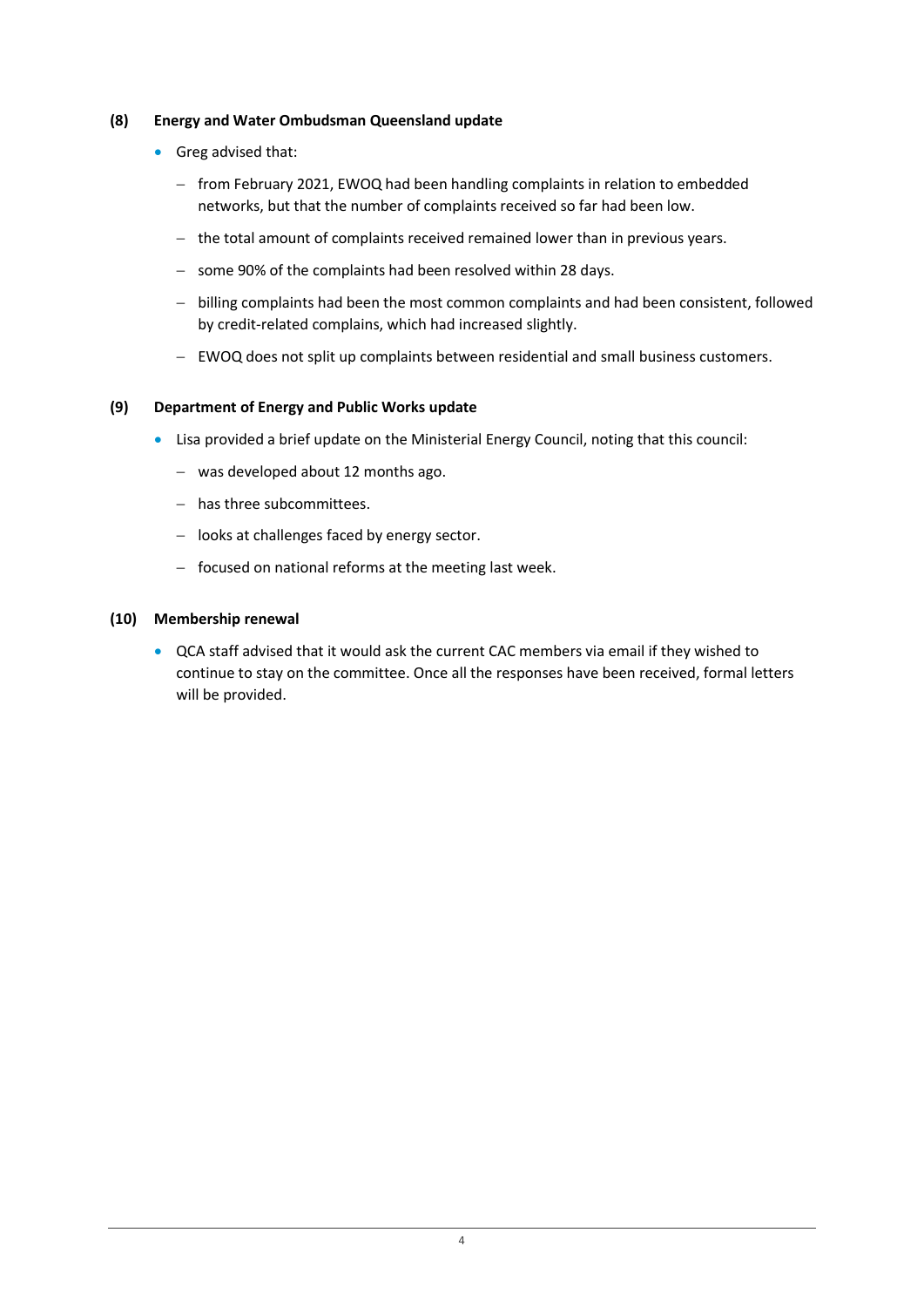### (8) Energy and Water Ombudsman Queensland update

- Greg advised that:
  - from February 2021, EWOQ had been handling complaints in relation to embedded networks, but that the number of complaints received so far had been low.
  - the total amount of complaints received remained lower than in previous years.
  - some 90% of the complaints had been resolved within 28 days.
  - billing complaints had been the most common complaints and had been consistent, followed by credit-related complains, which had increased slightly.
  - EWOQ does not split up complaints between residential and small business customers.

### (9) Department of Energy and Public Works update

- Lisa provided a brief update on the Ministerial Energy Council, noting that this council:
  - was developed about 12 months ago.
  - has three subcommittees.
  - looks at challenges faced by energy sector.
  - focused on national reforms at the meeting last week.

### (10) Membership renewal

- QCA staff advised that it would ask the current CAC members via email if they wished to continue to stay on the committee. Once all the responses have been received, formal letters will be provided.